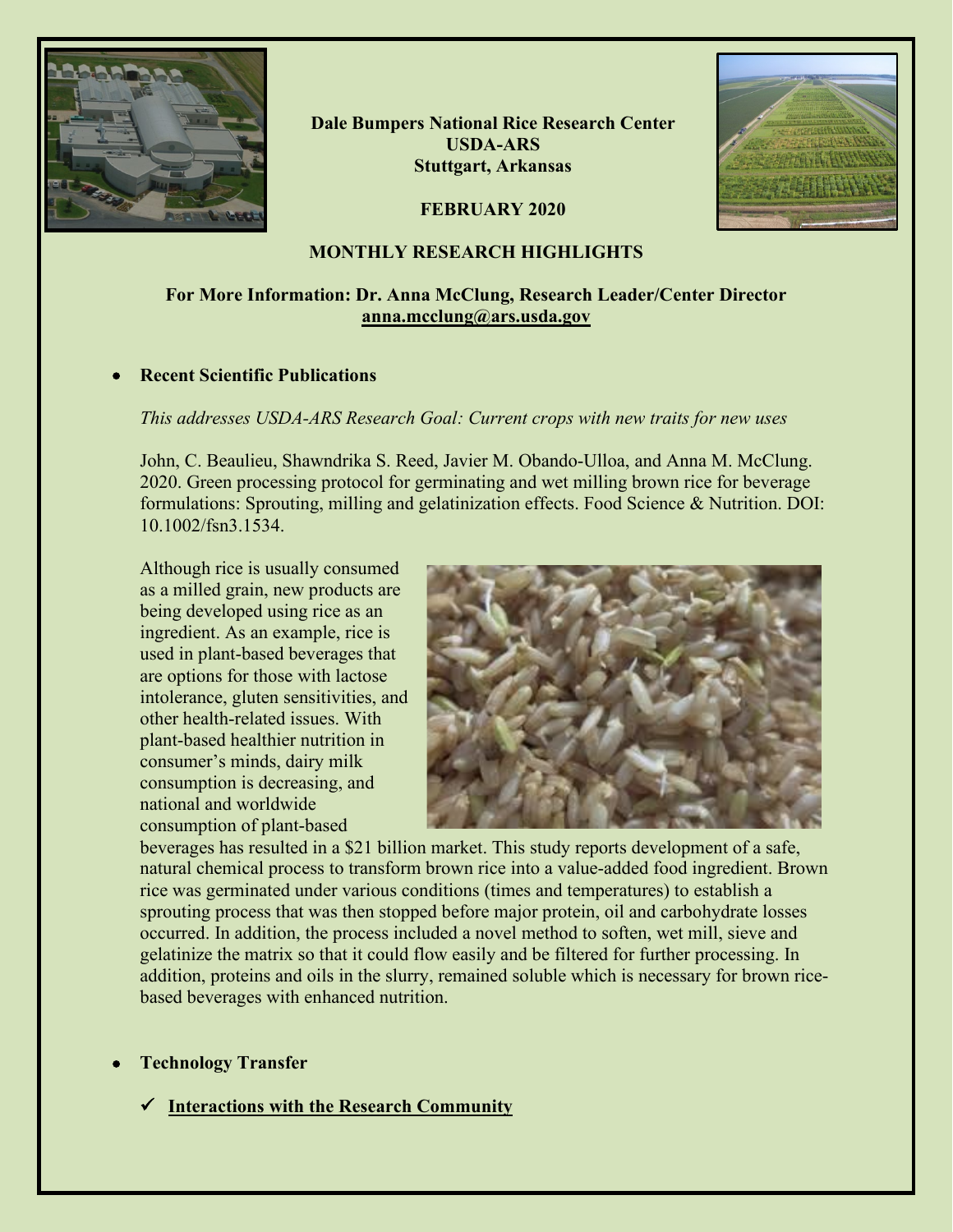**Dale Bumpers National Rice Research Center**
**USDA-ARS**
**Stuttgart, Arkansas**

**FEBRUARY 2020**

# MONTHLY RESEARCH HIGHLIGHTS

**For More Information: Dr. Anna McClung, Research Leader/Center Director**
**anna.mcclung@ars.usda.gov**

- **Recent Scientific Publications**

*This addresses USDA-ARS Research Goal: Current crops with new traits for new uses*

John, C. Beaulieu, Shawndrika S. Reed, Javier M. Obando-Ulloa, and Anna M. McClung. 2020. Green processing protocol for germinating and wet milling brown rice for beverage formulations: Sprouting, milling and gelatinization effects. Food Science & Nutrition. DOI: 10.1002/fsn3.1534.

Although rice is usually consumed as a milled grain, new products are being developed using rice as an ingredient. As an example, rice is used in plant-based beverages that are options for those with lactose intolerance, gluten sensitivities, and other health-related issues. With plant-based healthier nutrition in consumer's minds, dairy milk consumption is decreasing, and national and worldwide consumption of plant-based beverages has resulted in a $21 billion market. This study reports development of a safe, natural chemical process to transform brown rice into a value-added food ingredient. Brown rice was germinated under various conditions (times and temperatures) to establish a sprouting process that was then stopped before major protein, oil and carbohydrate losses occurred. In addition, the process included a novel method to soften, wet mill, sieve and gelatinize the matrix so that it could flow easily and be filtered for further processing. In addition, proteins and oils in the slurry, remained soluble which is necessary for brown rice-based beverages with enhanced nutrition.

- **Technology Transfer**

  ✓ **Interactions with the Research Community**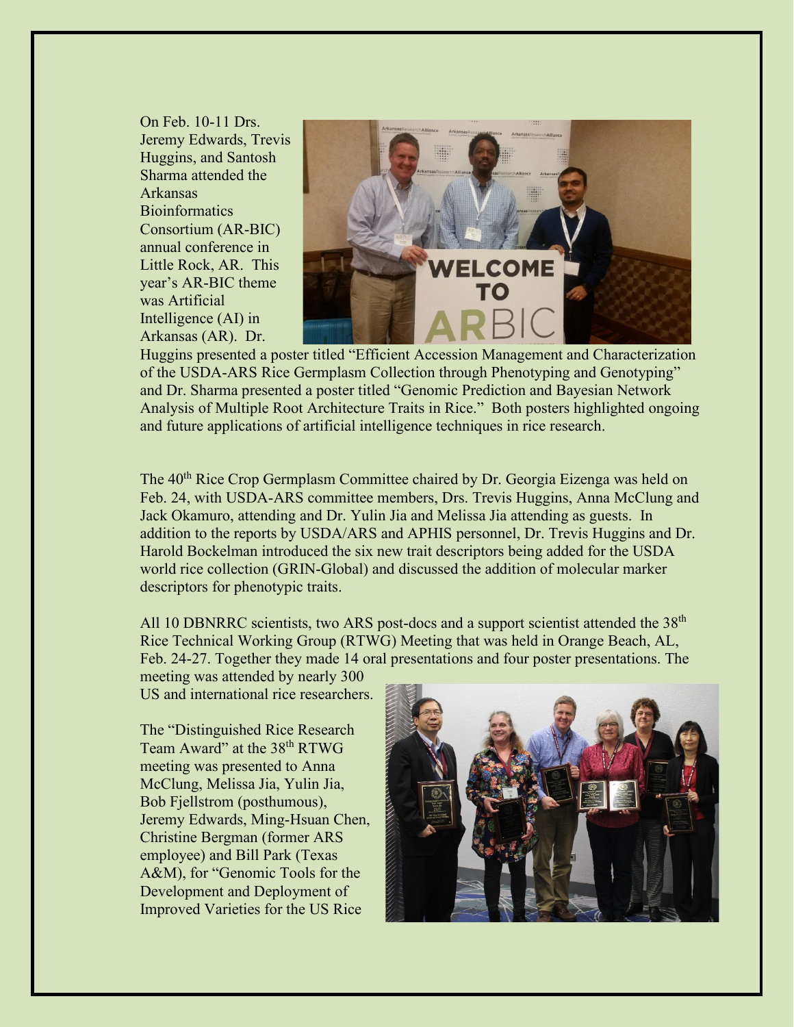On Feb. 10-11 Drs. Jeremy Edwards, Trevis Huggins, and Santosh Sharma attended the Arkansas Bioinformatics Consortium (AR-BIC) annual conference in Little Rock, AR. This year's AR-BIC theme was Artificial Intelligence (AI) in Arkansas (AR). Dr. Huggins presented a poster titled "Efficient Accession Management and Characterization of the USDA-ARS Rice Germplasm Collection through Phenotyping and Genotyping" and Dr. Sharma presented a poster titled "Genomic Prediction and Bayesian Network Analysis of Multiple Root Architecture Traits in Rice." Both posters highlighted ongoing and future applications of artificial intelligence techniques in rice research.

The 40th Rice Crop Germplasm Committee chaired by Dr. Georgia Eizenga was held on Feb. 24, with USDA-ARS committee members, Drs. Trevis Huggins, Anna McClung and Jack Okamuro, attending and Dr. Yulin Jia and Melissa Jia attending as guests. In addition to the reports by USDA/ARS and APHIS personnel, Dr. Trevis Huggins and Dr. Harold Bockelman introduced the six new trait descriptors being added for the USDA world rice collection (GRIN-Global) and discussed the addition of molecular marker descriptors for phenotypic traits.

All 10 DBNRRC scientists, two ARS post-docs and a support scientist attended the 38th Rice Technical Working Group (RTWG) Meeting that was held in Orange Beach, AL, Feb. 24-27. Together they made 14 oral presentations and four poster presentations. The meeting was attended by nearly 300 US and international rice researchers.

The "Distinguished Rice Research Team Award" at the 38th RTWG meeting was presented to Anna McClung, Melissa Jia, Yulin Jia, Bob Fjellstrom (posthumous), Jeremy Edwards, Ming-Hsuan Chen, Christine Bergman (former ARS employee) and Bill Park (Texas A&M), for "Genomic Tools for the Development and Deployment of Improved Varieties for the US Rice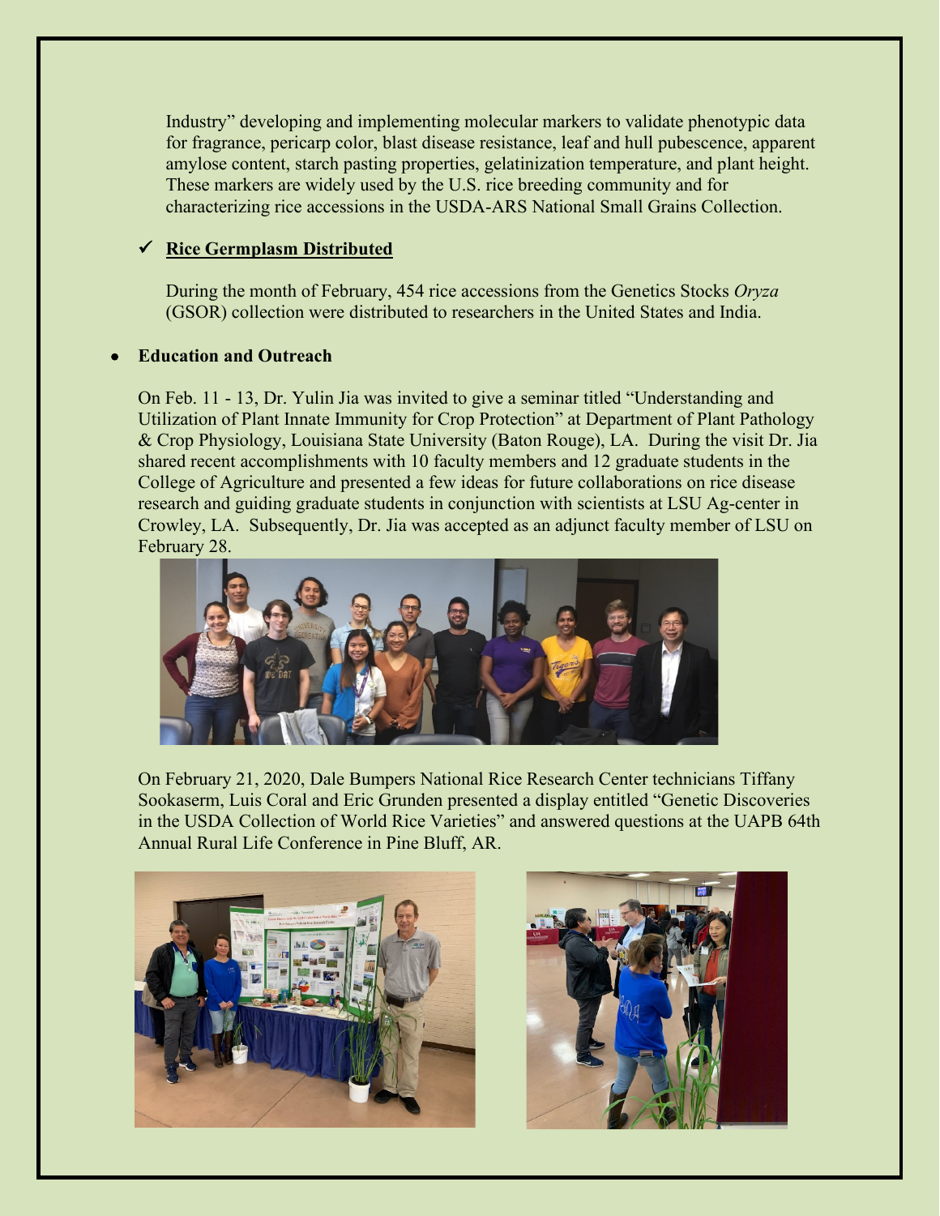Industry" developing and implementing molecular markers to validate phenotypic data for fragrance, pericarp color, blast disease resistance, leaf and hull pubescence, apparent amylose content, starch pasting properties, gelatinization temperature, and plant height. These markers are widely used by the U.S. rice breeding community and for characterizing rice accessions in the USDA-ARS National Small Grains Collection.

- ✓ **Rice Germplasm Distributed**

  During the month of February, 454 rice accessions from the Genetics Stocks *Oryza* (GSOR) collection were distributed to researchers in the United States and India.

- **Education and Outreach**

On Feb. 11 - 13, Dr. Yulin Jia was invited to give a seminar titled "Understanding and Utilization of Plant Innate Immunity for Crop Protection" at Department of Plant Pathology & Crop Physiology, Louisiana State University (Baton Rouge), LA. During the visit Dr. Jia shared recent accomplishments with 10 faculty members and 12 graduate students in the College of Agriculture and presented a few ideas for future collaborations on rice disease research and guiding graduate students in conjunction with scientists at LSU Ag-center in Crowley, LA. Subsequently, Dr. Jia was accepted as an adjunct faculty member of LSU on February 28.

On February 21, 2020, Dale Bumpers National Rice Research Center technicians Tiffany Sookaserm, Luis Coral and Eric Grunden presented a display entitled "Genetic Discoveries in the USDA Collection of World Rice Varieties" and answered questions at the UAPB 64th Annual Rural Life Conference in Pine Bluff, AR.